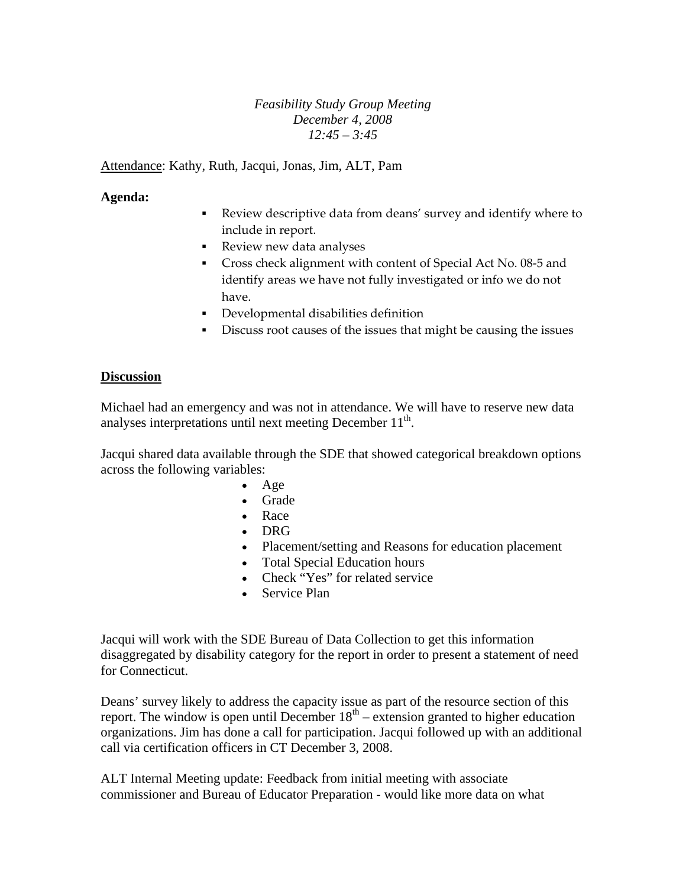*Feasibility Study Group Meeting*
*December 4, 2008*
*12:45 – 3:45*

Attendance: Kathy, Ruth, Jacqui, Jonas, Jim, ALT, Pam

**Agenda:**

- Review descriptive data from deans' survey and identify where to include in report.
- Review new data analyses
- Cross check alignment with content of Special Act No. 08-5 and identify areas we have not fully investigated or info we do not have.
- Developmental disabilities definition
- Discuss root causes of the issues that might be causing the issues

**Discussion**

Michael had an emergency and was not in attendance. We will have to reserve new data analyses interpretations until next meeting December 11th.

Jacqui shared data available through the SDE that showed categorical breakdown options across the following variables:

- Age
- Grade
- Race
- DRG
- Placement/setting and Reasons for education placement
- Total Special Education hours
- Check "Yes" for related service
- Service Plan

Jacqui will work with the SDE Bureau of Data Collection to get this information disaggregated by disability category for the report in order to present a statement of need for Connecticut.

Deans' survey likely to address the capacity issue as part of the resource section of this report. The window is open until December 18th – extension granted to higher education organizations. Jim has done a call for participation. Jacqui followed up with an additional call via certification officers in CT December 3, 2008.

ALT Internal Meeting update: Feedback from initial meeting with associate commissioner and Bureau of Educator Preparation - would like more data on what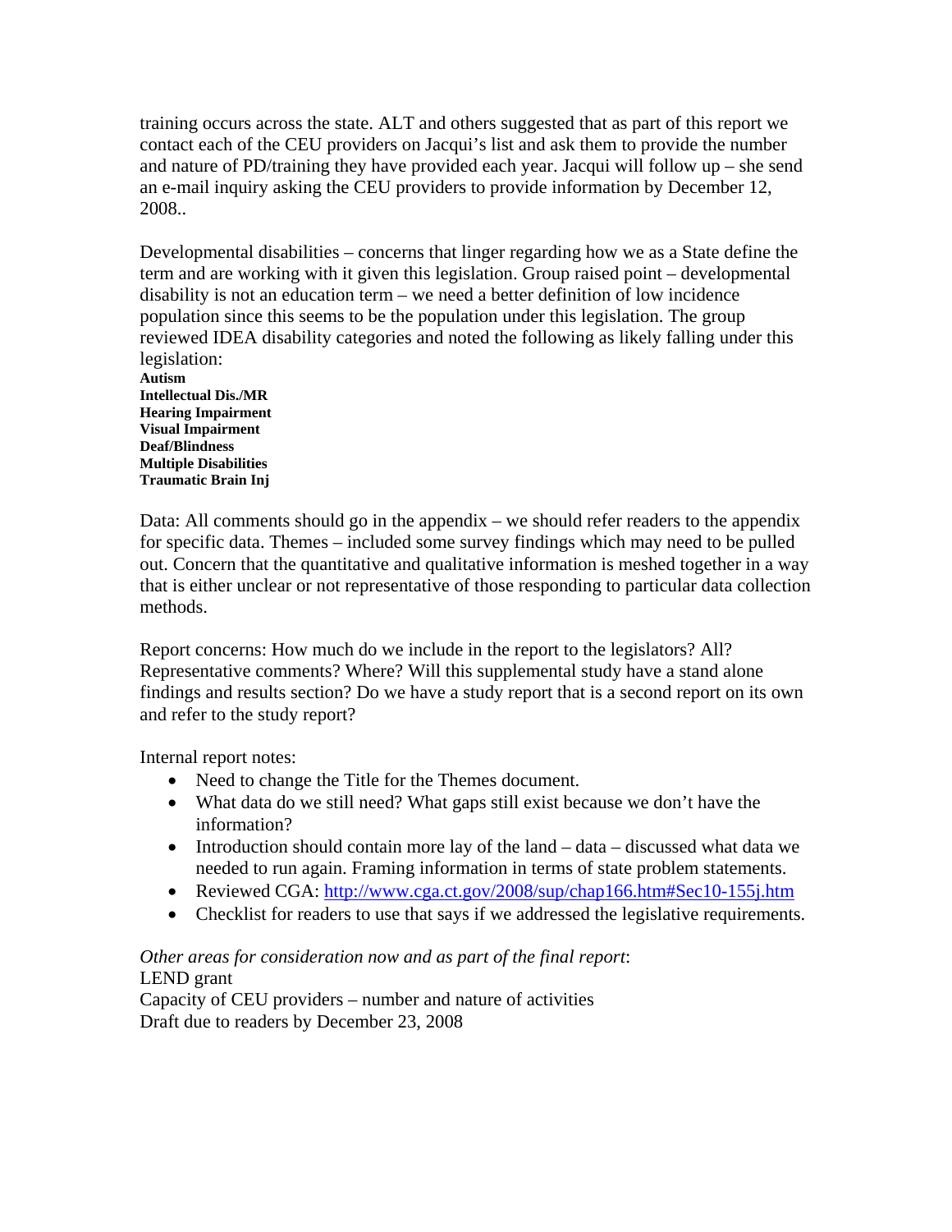training occurs across the state. ALT and others suggested that as part of this report we contact each of the CEU providers on Jacqui's list and ask them to provide the number and nature of PD/training they have provided each year. Jacqui will follow up – she send an e-mail inquiry asking the CEU providers to provide information by December 12, 2008..

Developmental disabilities – concerns that linger regarding how we as a State define the term and are working with it given this legislation. Group raised point – developmental disability is not an education term – we need a better definition of low incidence population since this seems to be the population under this legislation. The group reviewed IDEA disability categories and noted the following as likely falling under this legislation:

**Autism**
**Intellectual Dis./MR**
**Hearing Impairment**
**Visual Impairment**
**Deaf/Blindness**
**Multiple Disabilities**
**Traumatic Brain Inj**

Data: All comments should go in the appendix – we should refer readers to the appendix for specific data. Themes – included some survey findings which may need to be pulled out. Concern that the quantitative and qualitative information is meshed together in a way that is either unclear or not representative of those responding to particular data collection methods.

Report concerns: How much do we include in the report to the legislators? All? Representative comments? Where? Will this supplemental study have a stand alone findings and results section? Do we have a study report that is a second report on its own and refer to the study report?

Internal report notes:

- Need to change the Title for the Themes document.
- What data do we still need? What gaps still exist because we don't have the information?
- Introduction should contain more lay of the land – data – discussed what data we needed to run again. Framing information in terms of state problem statements.
- Reviewed CGA: http://www.cga.ct.gov/2008/sup/chap166.htm#Sec10-155j.htm
- Checklist for readers to use that says if we addressed the legislative requirements.

*Other areas for consideration now and as part of the final report*:
LEND grant
Capacity of CEU providers – number and nature of activities
Draft due to readers by December 23, 2008